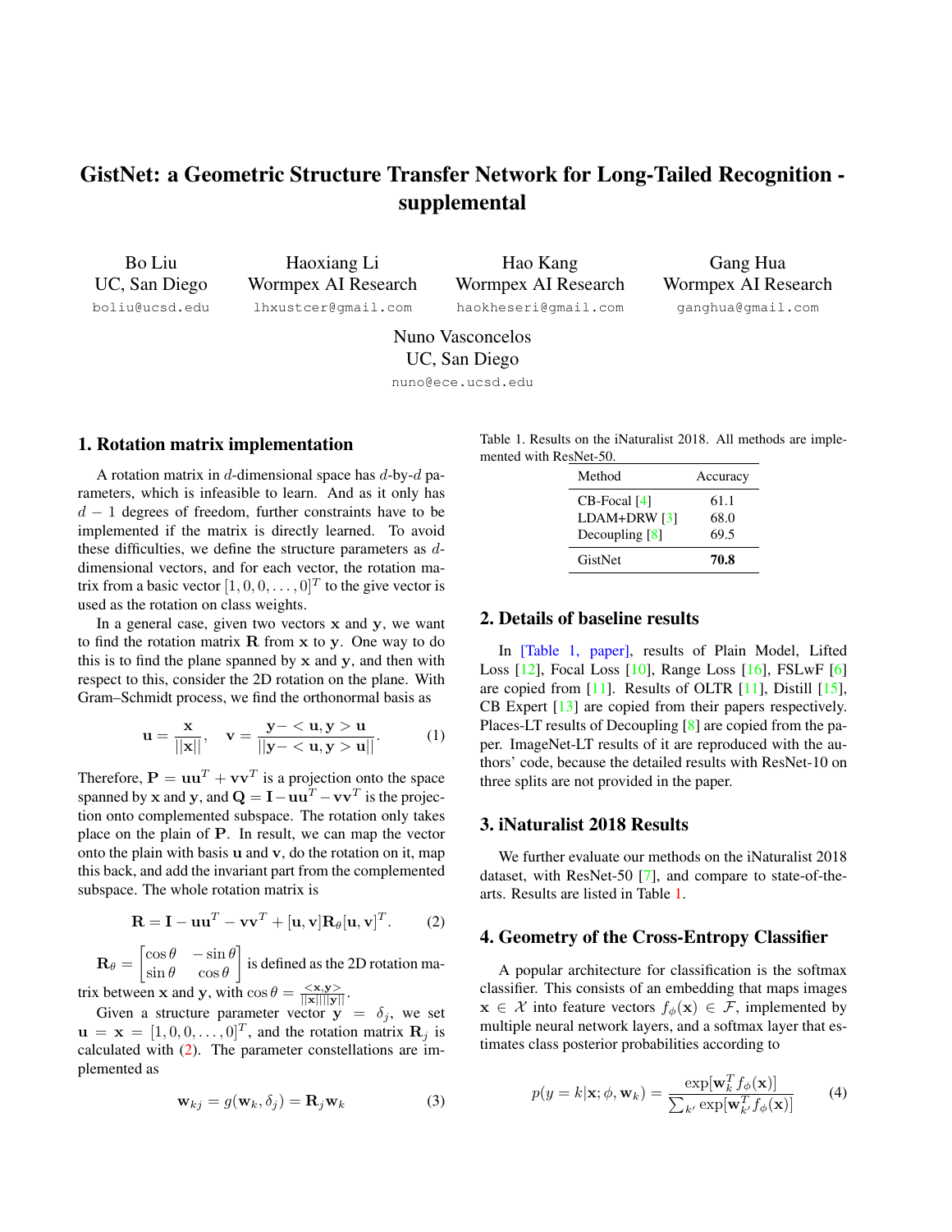# GistNet: a Geometric Structure Transfer Network for Long-Tailed Recognition - supplemental

Bo Liu
UC, San Diego
boliu@ucsd.edu

Haoxiang Li
Wormpex AI Research
lhxustcer@gmail.com

Hao Kang
Wormpex AI Research
haokheseri@gmail.com

Gang Hua
Wormpex AI Research
ganghua@gmail.com

Nuno Vasconcelos
UC, San Diego
nuno@ece.ucsd.edu

## 1. Rotation matrix implementation

A rotation matrix in $d$-dimensional space has $d$-by-$d$ parameters, which is infeasible to learn. And as it only has $d-1$ degrees of freedom, further constraints have to be implemented if the matrix is directly learned. To avoid these difficulties, we define the structure parameters as $d$-dimensional vectors, and for each vector, the rotation matrix from a basic vector $[1, 0, 0, \ldots, 0]^T$ to the give vector is used as the rotation on class weights.

In a general case, given two vectors $\mathbf{x}$ and $\mathbf{y}$, we want to find the rotation matrix $\mathbf{R}$ from $\mathbf{x}$ to $\mathbf{y}$. One way to do this is to find the plane spanned by $\mathbf{x}$ and $\mathbf{y}$, and then with respect to this, consider the 2D rotation on the plane. With Gram–Schmidt process, we find the orthonormal basis as

$$\mathbf{u} = \frac{\mathbf{x}}{||\mathbf{x}||}, \quad \mathbf{v} = \frac{\mathbf{y} - <\mathbf{u}, \mathbf{y}> \mathbf{u}}{||\mathbf{y} - <\mathbf{u}, \mathbf{y}> \mathbf{u}||}. \tag{1}$$

Therefore, $\mathbf{P} = \mathbf{u}\mathbf{u}^T + \mathbf{v}\mathbf{v}^T$ is a projection onto the space spanned by $\mathbf{x}$ and $\mathbf{y}$, and $\mathbf{Q} = \mathbf{I} - \mathbf{u}\mathbf{u}^T - \mathbf{v}\mathbf{v}^T$ is the projection onto complemented subspace. The rotation only takes place on the plain of $\mathbf{P}$. In result, we can map the vector onto the plain with basis $\mathbf{u}$ and $\mathbf{v}$, do the rotation on it, map this back, and add the invariant part from the complemented subspace. The whole rotation matrix is

$$\mathbf{R} = \mathbf{I} - \mathbf{u}\mathbf{u}^T - \mathbf{v}\mathbf{v}^T + [\mathbf{u}, \mathbf{v}]\mathbf{R}_\theta[\mathbf{u}, \mathbf{v}]^T. \tag{2}$$

$\mathbf{R}_\theta = \begin{bmatrix} \cos\theta & -\sin\theta \\ \sin\theta & \cos\theta \end{bmatrix}$ is defined as the 2D rotation matrix between $\mathbf{x}$ and $\mathbf{y}$, with $\cos\theta = \frac{<\mathbf{x}, \mathbf{y}>}{||\mathbf{x}|| ||\mathbf{y}||}$.

Given a structure parameter vector $\mathbf{y} = \delta_j$, we set $\mathbf{u} = \mathbf{x} = [1, 0, 0, \ldots, 0]^T$, and the rotation matrix $\mathbf{R}_j$ is calculated with (2). The parameter constellations are implemented as

$$\mathbf{w}_{kj} = g(\mathbf{w}_k, \delta_j) = \mathbf{R}_j \mathbf{w}_k \tag{3}$$

Table 1. Results on the iNaturalist 2018. All methods are implemented with ResNet-50.

| Method | Accuracy |
|---|---|
| CB-Focal [4] | 61.1 |
| LDAM+DRW [3] | 68.0 |
| Decoupling [8] | 69.5 |
| GistNet | **70.8** |

## 2. Details of baseline results

In [Table 1, paper], results of Plain Model, Lifted Loss [12], Focal Loss [10], Range Loss [16], FSLwF [6] are copied from [11]. Results of OLTR [11], Distill [15], CB Expert [13] are copied from their papers respectively. Places-LT results of Decoupling [8] are copied from the paper. ImageNet-LT results of it are reproduced with the authors' code, because the detailed results with ResNet-10 on three splits are not provided in the paper.

## 3. iNaturalist 2018 Results

We further evaluate our methods on the iNaturalist 2018 dataset, with ResNet-50 [7], and compare to state-of-the-arts. Results are listed in Table 1.

## 4. Geometry of the Cross-Entropy Classifier

A popular architecture for classification is the softmax classifier. This consists of an embedding that maps images $\mathbf{x} \in \mathcal{X}$ into feature vectors $f_\phi(\mathbf{x}) \in \mathcal{F}$, implemented by multiple neural network layers, and a softmax layer that estimates class posterior probabilities according to

$$p(y = k|\mathbf{x}; \phi, \mathbf{w}_k) = \frac{\exp[\mathbf{w}_k^T f_\phi(\mathbf{x})]}{\sum_{k'} \exp[\mathbf{w}_{k'}^T f_\phi(\mathbf{x})]} \tag{4}$$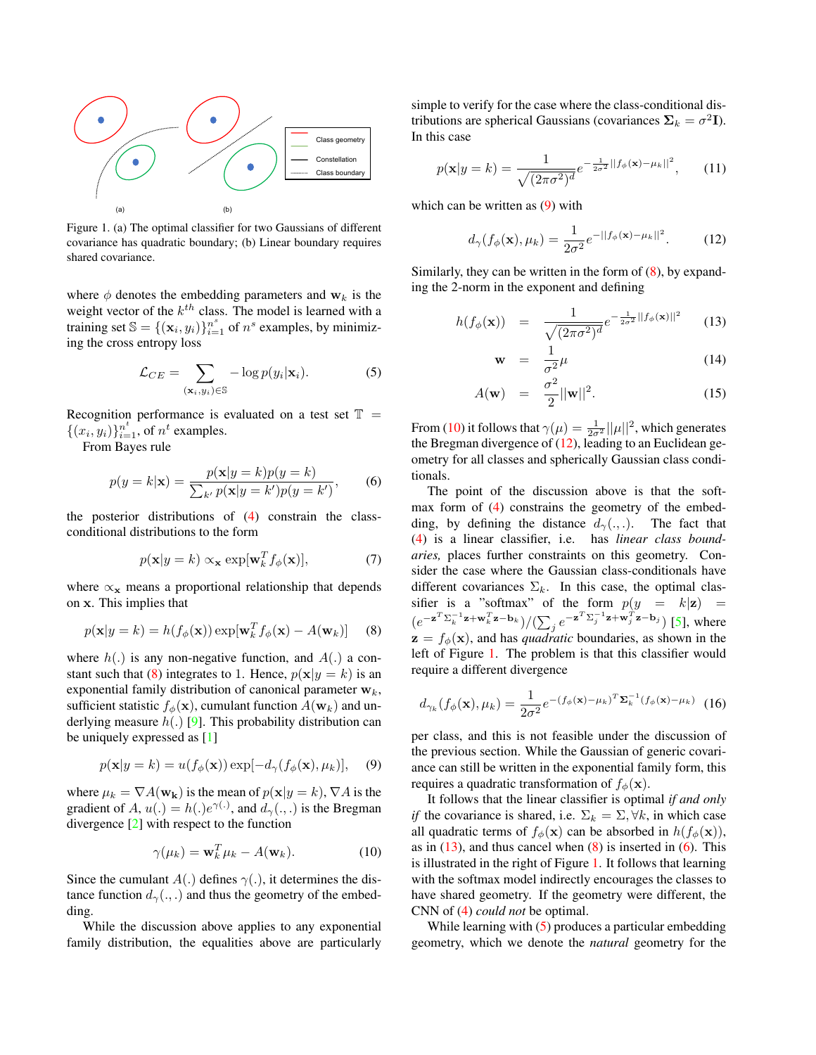Figure 1. (a) The optimal classifier for two Gaussians of different covariance has quadratic boundary; (b) Linear boundary requires shared covariance.

where $\phi$ denotes the embedding parameters and $\mathbf{w}_k$ is the weight vector of the $k^{th}$ class. The model is learned with a training set $\mathbb{S} = \{(\mathbf{x}_i, y_i)\}_{i=1}^{n^s}$ of $n^s$ examples, by minimizing the cross entropy loss

$$\mathcal{L}_{CE} = \sum_{(\mathbf{x}_i, y_i) \in \mathbb{S}} -\log p(y_i|\mathbf{x}_i). \tag{5}$$

Recognition performance is evaluated on a test set $\mathbb{T} = \{(x_i, y_i)\}_{i=1}^{n^t}$, of $n^t$ examples.

From Bayes rule

$$p(y = k|\mathbf{x}) = \frac{p(\mathbf{x}|y = k)p(y = k)}{\sum_{k'} p(\mathbf{x}|y = k')p(y = k')}, \tag{6}$$

the posterior distributions of (4) constrain the class-conditional distributions to the form

$$p(\mathbf{x}|y = k) \propto_{\mathbf{x}} \exp[\mathbf{w}_k^T f_\phi(\mathbf{x})], \tag{7}$$

where $\propto_{\mathbf{x}}$ means a proportional relationship that depends on $\mathbf{x}$. This implies that

$$p(\mathbf{x}|y = k) = h(f_\phi(\mathbf{x})) \exp[\mathbf{w}_k^T f_\phi(\mathbf{x}) - A(\mathbf{w}_k)] \tag{8}$$

where $h(.)$ is any non-negative function, and $A(.)$ a constant such that (8) integrates to 1. Hence, $p(\mathbf{x}|y = k)$ is an exponential family distribution of canonical parameter $\mathbf{w}_k$, sufficient statistic $f_\phi(\mathbf{x})$, cumulant function $A(\mathbf{w}_k)$ and underlying measure $h(.)$ [9]. This probability distribution can be uniquely expressed as [1]

$$p(\mathbf{x}|y = k) = u(f_\phi(\mathbf{x})) \exp[-d_\gamma(f_\phi(\mathbf{x}), \mu_k)], \tag{9}$$

where $\mu_k = \nabla A(\mathbf{w_k})$ is the mean of $p(\mathbf{x}|y = k)$, $\nabla A$ is the gradient of $A$, $u(.) = h(.)e^{\gamma(.)}$, and $d_\gamma(.,.)$ is the Bregman divergence [2] with respect to the function

$$\gamma(\mu_k) = \mathbf{w}_k^T \mu_k - A(\mathbf{w}_k). \tag{10}$$

Since the cumulant $A(.)$ defines $\gamma(.)$, it determines the distance function $d_\gamma(.,.)$ and thus the geometry of the embedding.

While the discussion above applies to any exponential family distribution, the equalities above are particularly simple to verify for the case where the class-conditional distributions are spherical Gaussians (covariances $\mathbf{\Sigma}_k = \sigma^2\mathbf{I}$). In this case

$$p(\mathbf{x}|y = k) = \frac{1}{\sqrt{(2\pi\sigma^2)^d}} e^{-\frac{1}{2\sigma^2}||f_\phi(\mathbf{x}) - \mu_k||^2}, \tag{11}$$

which can be written as (9) with

$$d_\gamma(f_\phi(\mathbf{x}), \mu_k) = \frac{1}{2\sigma^2} e^{-||f_\phi(\mathbf{x}) - \mu_k||^2}. \tag{12}$$

Similarly, they can be written in the form of (8), by expanding the 2-norm in the exponent and defining

$$h(f_\phi(\mathbf{x})) = \frac{1}{\sqrt{(2\pi\sigma^2)^d}} e^{-\frac{1}{2\sigma^2}||f_\phi(\mathbf{x})||^2} \tag{13}$$

$$\mathbf{w} = \frac{1}{\sigma^2}\mu \tag{14}$$

$$A(\mathbf{w}) = \frac{\sigma^2}{2}||\mathbf{w}||^2. \tag{15}$$

From (10) it follows that $\gamma(\mu) = \frac{1}{2\sigma^2}||\mu||^2$, which generates the Bregman divergence of (12), leading to an Euclidean geometry for all classes and spherically Gaussian class conditionals.

The point of the discussion above is that the softmax form of (4) constrains the geometry of the embedding, by defining the distance $d_\gamma(.,.)$. The fact that (4) is a linear classifier, i.e. has *linear class boundaries,* places further constraints on this geometry. Consider the case where the Gaussian class-conditionals have different covariances $\Sigma_k$. In this case, the optimal classifier is a "softmax" of the form $p(y = k|\mathbf{z}) = (e^{-\mathbf{z}^T\Sigma_k^{-1}\mathbf{z} + \mathbf{w}_k^T\mathbf{z} - \mathbf{b}_k})/(\sum_j e^{-\mathbf{z}^T\Sigma_j^{-1}\mathbf{z} + \mathbf{w}_j^T\mathbf{z} - \mathbf{b}_j})$ [5], where $\mathbf{z} = f_\phi(\mathbf{x})$, and has *quadratic* boundaries, as shown in the left of Figure 1. The problem is that this classifier would require a different divergence

$$d_{\gamma_k}(f_\phi(\mathbf{x}), \mu_k) = \frac{1}{2\sigma^2} e^{-(f_\phi(\mathbf{x}) - \mu_k)^T \mathbf{\Sigma}_k^{-1} (f_\phi(\mathbf{x}) - \mu_k)} \tag{16}$$

per class, and this is not feasible under the discussion of the previous section. While the Gaussian of generic covariance can still be written in the exponential family form, this requires a quadratic transformation of $f_\phi(\mathbf{x})$.

It follows that the linear classifier is optimal *if and only if* the covariance is shared, i.e. $\Sigma_k = \Sigma, \forall k$, in which case all quadratic terms of $f_\phi(\mathbf{x})$ can be absorbed in $h(f_\phi(\mathbf{x}))$, as in (13), and thus cancel when (8) is inserted in (6). This is illustrated in the right of Figure 1. It follows that learning with the softmax model indirectly encourages the classes to have shared geometry. If the geometry were different, the CNN of (4) *could not* be optimal.

While learning with (5) produces a particular embedding geometry, which we denote the *natural* geometry for the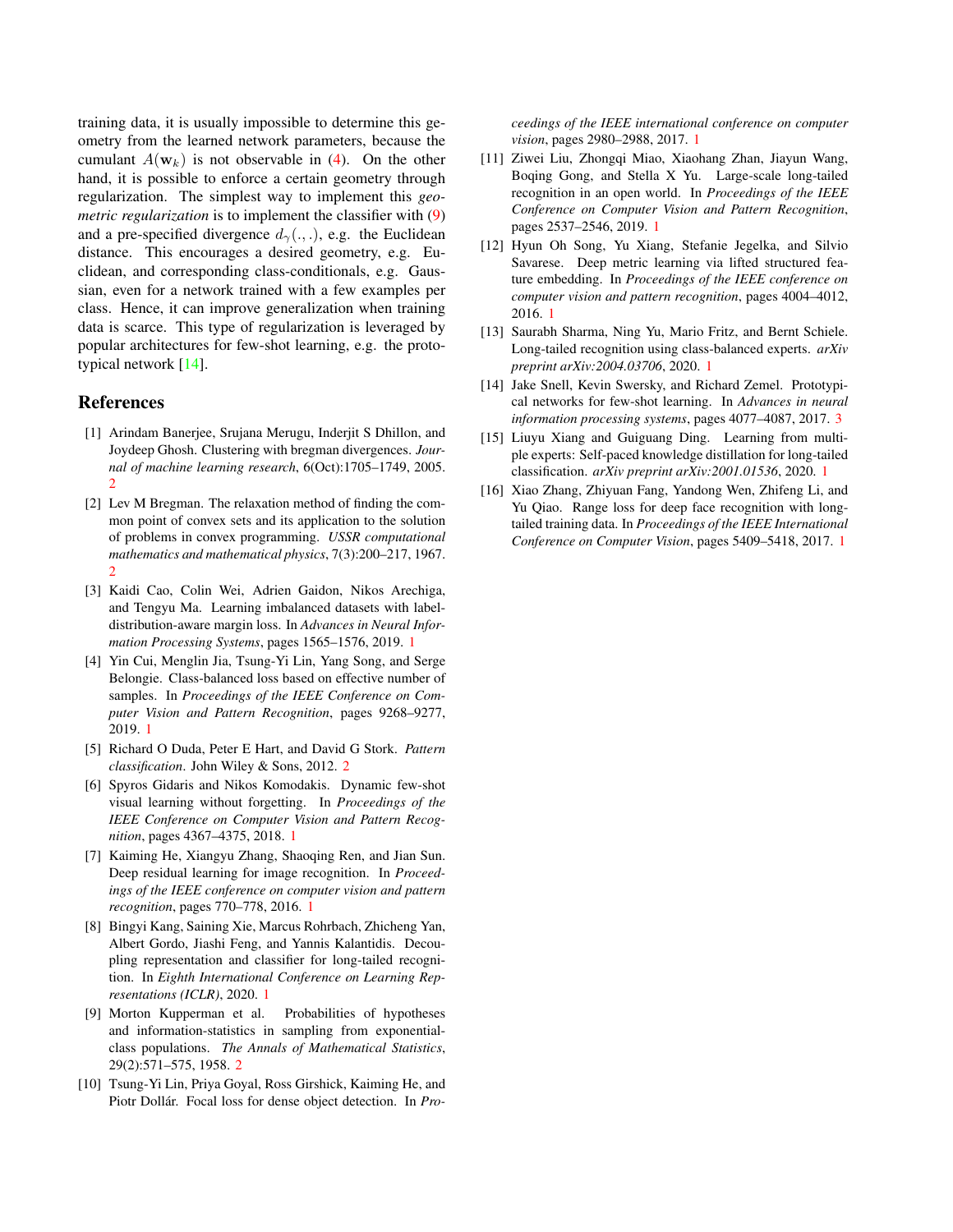training data, it is usually impossible to determine this geometry from the learned network parameters, because the cumulant $A(\mathbf{w}_k)$ is not observable in (4). On the other hand, it is possible to enforce a certain geometry through regularization. The simplest way to implement this *geometric regularization* is to implement the classifier with (9) and a pre-specified divergence $d_\gamma(.,.)$, e.g. the Euclidean distance. This encourages a desired geometry, e.g. Euclidean, and corresponding class-conditionals, e.g. Gaussian, even for a network trained with a few examples per class. Hence, it can improve generalization when training data is scarce. This type of regularization is leveraged by popular architectures for few-shot learning, e.g. the prototypical network [14].

## References

[1] Arindam Banerjee, Srujana Merugu, Inderjit S Dhillon, and Joydeep Ghosh. Clustering with bregman divergences. *Journal of machine learning research*, 6(Oct):1705–1749, 2005. 2

[2] Lev M Bregman. The relaxation method of finding the common point of convex sets and its application to the solution of problems in convex programming. *USSR computational mathematics and mathematical physics*, 7(3):200–217, 1967. 2

[3] Kaidi Cao, Colin Wei, Adrien Gaidon, Nikos Arechiga, and Tengyu Ma. Learning imbalanced datasets with label-distribution-aware margin loss. In *Advances in Neural Information Processing Systems*, pages 1565–1576, 2019. 1

[4] Yin Cui, Menglin Jia, Tsung-Yi Lin, Yang Song, and Serge Belongie. Class-balanced loss based on effective number of samples. In *Proceedings of the IEEE Conference on Computer Vision and Pattern Recognition*, pages 9268–9277, 2019. 1

[5] Richard O Duda, Peter E Hart, and David G Stork. *Pattern classification*. John Wiley & Sons, 2012. 2

[6] Spyros Gidaris and Nikos Komodakis. Dynamic few-shot visual learning without forgetting. In *Proceedings of the IEEE Conference on Computer Vision and Pattern Recognition*, pages 4367–4375, 2018. 1

[7] Kaiming He, Xiangyu Zhang, Shaoqing Ren, and Jian Sun. Deep residual learning for image recognition. In *Proceedings of the IEEE conference on computer vision and pattern recognition*, pages 770–778, 2016. 1

[8] Bingyi Kang, Saining Xie, Marcus Rohrbach, Zhicheng Yan, Albert Gordo, Jiashi Feng, and Yannis Kalantidis. Decoupling representation and classifier for long-tailed recognition. In *Eighth International Conference on Learning Representations (ICLR)*, 2020. 1

[9] Morton Kupperman et al. Probabilities of hypotheses and information-statistics in sampling from exponential-class populations. *The Annals of Mathematical Statistics*, 29(2):571–575, 1958. 2

[10] Tsung-Yi Lin, Priya Goyal, Ross Girshick, Kaiming He, and Piotr Dollár. Focal loss for dense object detection. In *Proceedings of the IEEE international conference on computer vision*, pages 2980–2988, 2017. 1

[11] Ziwei Liu, Zhongqi Miao, Xiaohang Zhan, Jiayun Wang, Boqing Gong, and Stella X Yu. Large-scale long-tailed recognition in an open world. In *Proceedings of the IEEE Conference on Computer Vision and Pattern Recognition*, pages 2537–2546, 2019. 1

[12] Hyun Oh Song, Yu Xiang, Stefanie Jegelka, and Silvio Savarese. Deep metric learning via lifted structured feature embedding. In *Proceedings of the IEEE conference on computer vision and pattern recognition*, pages 4004–4012, 2016. 1

[13] Saurabh Sharma, Ning Yu, Mario Fritz, and Bernt Schiele. Long-tailed recognition using class-balanced experts. *arXiv preprint arXiv:2004.03706*, 2020. 1

[14] Jake Snell, Kevin Swersky, and Richard Zemel. Prototypical networks for few-shot learning. In *Advances in neural information processing systems*, pages 4077–4087, 2017. 3

[15] Liuyu Xiang and Guiguang Ding. Learning from multiple experts: Self-paced knowledge distillation for long-tailed classification. *arXiv preprint arXiv:2001.01536*, 2020. 1

[16] Xiao Zhang, Zhiyuan Fang, Yandong Wen, Zhifeng Li, and Yu Qiao. Range loss for deep face recognition with long-tailed training data. In *Proceedings of the IEEE International Conference on Computer Vision*, pages 5409–5418, 2017. 1